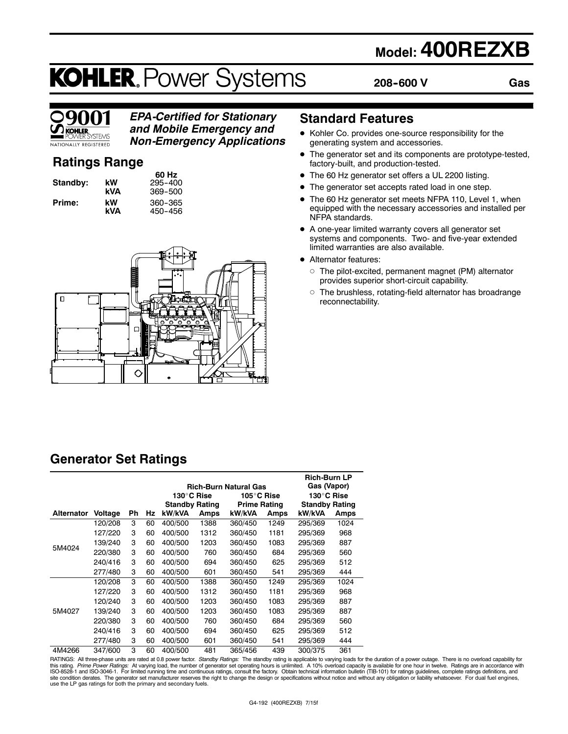# Model: 400REZXB

# KOHLER. Power Systems

**208-600 V** **Gas**

ISO 9001 KOHLER POWER SYSTEMS NATIONALLY REGISTERED

***EPA-Certified for Stationary and Mobile Emergency and Non-Emergency Applications***

## Ratings Range

| | | 60 Hz |
|---|---|---|
| **Standby:** | **kW** | 295-400 |
| | **kVA** | 369-500 |
| **Prime:** | **kW** | 360-365 |
| | **kVA** | 450-456 |

## Standard Features

- Kohler Co. provides one-source responsibility for the generating system and accessories.
- The generator set and its components are prototype-tested, factory-built, and production-tested.
- The 60 Hz generator set offers a UL 2200 listing.
- The generator set accepts rated load in one step.
- The 60 Hz generator set meets NFPA 110, Level 1, when equipped with the necessary accessories and installed per NFPA standards.
- A one-year limited warranty covers all generator set systems and components. Two- and five-year extended limited warranties are also available.
- Alternator features:
  - The pilot-excited, permanent magnet (PM) alternator provides superior short-circuit capability.
  - The brushless, rotating-field alternator has broadrange reconnectability.

## Generator Set Ratings

| | | | | Rich-Burn Natural Gas | | | | Rich-Burn LP Gas (Vapor) | |
|---|---|---|---|---|---|---|---|---|---|
| | | | | 130°C Rise Standby Rating | | 105°C Rise Prime Rating | | 130°C Rise Standby Rating | |
| **Alternator** | **Voltage** | **Ph** | **Hz** | **kW/kVA** | **Amps** | **kW/kVA** | **Amps** | **kW/kVA** | **Amps** |
| 5M4024 | 120/208 | 3 | 60 | 400/500 | 1388 | 360/450 | 1249 | 295/369 | 1024 |
| | 127/220 | 3 | 60 | 400/500 | 1312 | 360/450 | 1181 | 295/369 | 968 |
| | 139/240 | 3 | 60 | 400/500 | 1203 | 360/450 | 1083 | 295/369 | 887 |
| | 220/380 | 3 | 60 | 400/500 | 760 | 360/450 | 684 | 295/369 | 560 |
| | 240/416 | 3 | 60 | 400/500 | 694 | 360/450 | 625 | 295/369 | 512 |
| | 277/480 | 3 | 60 | 400/500 | 601 | 360/450 | 541 | 295/369 | 444 |
| 5M4027 | 120/208 | 3 | 60 | 400/500 | 1388 | 360/450 | 1249 | 295/369 | 1024 |
| | 127/220 | 3 | 60 | 400/500 | 1312 | 360/450 | 1181 | 295/369 | 968 |
| | 120/240 | 3 | 60 | 400/500 | 1203 | 360/450 | 1083 | 295/369 | 887 |
| | 139/240 | 3 | 60 | 400/500 | 1203 | 360/450 | 1083 | 295/369 | 887 |
| | 220/380 | 3 | 60 | 400/500 | 760 | 360/450 | 684 | 295/369 | 560 |
| | 240/416 | 3 | 60 | 400/500 | 694 | 360/450 | 625 | 295/369 | 512 |
| | 277/480 | 3 | 60 | 400/500 | 601 | 360/450 | 541 | 295/369 | 444 |
| 4M4266 | 347/600 | 3 | 60 | 400/500 | 481 | 365/456 | 439 | 300/375 | 361 |

RATINGS: All three-phase units are rated at 0.8 power factor. *Standby Ratings:* The standby rating is applicable to varying loads for the duration of a power outage. There is no overload capability for this rating. *Prime Power Ratings:* At varying load, the number of generator set operating hours is unlimited. A 10% overload capacity is available for one hour in twelve. Ratings are in accordance with ISO-8528-1 and ISO-3046-1. For limited running time and continuous ratings, consult the factory. Obtain technical information bulletin (TIB-101) for ratings guidelines, complete ratings definitions, and site condition derates. The generator set manufacturer reserves the right to change the design or specifications without notice and without any obligation or liability whatsoever. For dual fuel engines, use the LP gas ratings for both the primary and secondary fuels.

G4-192 (400REZXB) 7/15f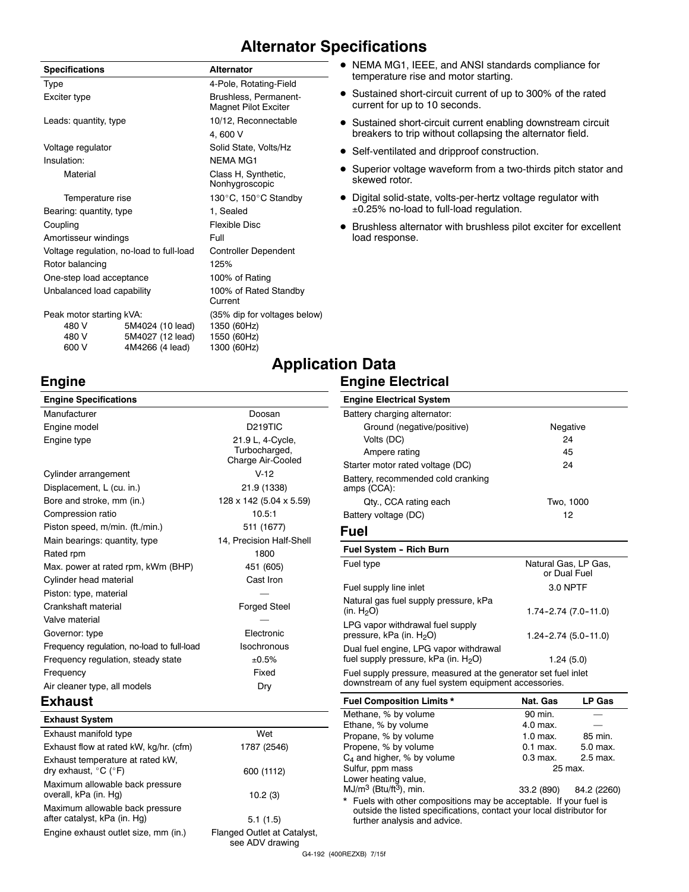# Alternator Specifications

| Specifications | | Alternator |
|---|---|---|
| Type | | 4-Pole, Rotating-Field |
| Exciter type | | Brushless, Permanent-Magnet Pilot Exciter |
| Leads: quantity, type | | 10/12, Reconnectable |
| | | 4, 600 V |
| Voltage regulator | | Solid State, Volts/Hz |
| Insulation: | | NEMA MG1 |
| Material | | Class H, Synthetic, Nonhygroscopic |
| Temperature rise | | 130°C, 150°C Standby |
| Bearing: quantity, type | | 1, Sealed |
| Coupling | | Flexible Disc |
| Amortisseur windings | | Full |
| Voltage regulation, no-load to full-load | | Controller Dependent |
| Rotor balancing | | 125% |
| One-step load acceptance | | 100% of Rating |
| Unbalanced load capability | | 100% of Rated Standby Current |
| Peak motor starting kVA: | | (35% dip for voltages below) |
| 480 V | 5M4024 (10 lead) | 1350 (60Hz) |
| 480 V | 5M4027 (12 lead) | 1550 (60Hz) |
| 600 V | 4M4266 (4 lead) | 1300 (60Hz) |

- NEMA MG1, IEEE, and ANSI standards compliance for temperature rise and motor starting.
- Sustained short-circuit current of up to 300% of the rated current for up to 10 seconds.
- Sustained short-circuit current enabling downstream circuit breakers to trip without collapsing the alternator field.
- Self-ventilated and dripproof construction.
- Superior voltage waveform from a two-thirds pitch stator and skewed rotor.
- Digital solid-state, volts-per-hertz voltage regulator with ±0.25% no-load to full-load regulation.
- Brushless alternator with brushless pilot exciter for excellent load response.

# Application Data

## Engine

| Engine Specifications | |
|---|---|
| Manufacturer | Doosan |
| Engine model | D219TIC |
| Engine type | 21.9 L, 4-Cycle, Turbocharged, Charge Air-Cooled |
| Cylinder arrangement | V-12 |
| Displacement, L (cu. in.) | 21.9 (1338) |
| Bore and stroke, mm (in.) | 128 x 142 (5.04 x 5.59) |
| Compression ratio | 10.5:1 |
| Piston speed, m/min. (ft./min.) | 511 (1677) |
| Main bearings: quantity, type | 14, Precision Half-Shell |
| Rated rpm | 1800 |
| Max. power at rated rpm, kWm (BHP) | 451 (605) |
| Cylinder head material | Cast Iron |
| Piston: type, material | — |
| Crankshaft material | Forged Steel |
| Valve material | — |
| Governor: type | Electronic |
| Frequency regulation, no-load to full-load | Isochronous |
| Frequency regulation, steady state | ±0.5% |
| Frequency | Fixed |
| Air cleaner type, all models | Dry |

## Exhaust

| Exhaust System | |
|---|---|
| Exhaust manifold type | Wet |
| Exhaust flow at rated kW, kg/hr. (cfm) | 1787 (2546) |
| Exhaust temperature at rated kW, dry exhaust, °C (°F) | 600 (1112) |
| Maximum allowable back pressure overall, kPa (in. Hg) | 10.2 (3) |
| Maximum allowable back pressure after catalyst, kPa (in. Hg) | 5.1 (1.5) |
| Engine exhaust outlet size, mm (in.) | Flanged Outlet at Catalyst, see ADV drawing |

## Engine Electrical

| Engine Electrical System | |
|---|---|
| Battery charging alternator: | |
| Ground (negative/positive) | Negative |
| Volts (DC) | 24 |
| Ampere rating | 45 |
| Starter motor rated voltage (DC) | 24 |
| Battery, recommended cold cranking amps (CCA): | |
| Qty., CCA rating each | Two, 1000 |
| Battery voltage (DC) | 12 |

## Fuel

| Fuel System - Rich Burn | |
|---|---|
| Fuel type | Natural Gas, LP Gas, or Dual Fuel |
| Fuel supply line inlet | 3.0 NPTF |
| Natural gas fuel supply pressure, kPa (in. $H_2O$) | 1.74-2.74 (7.0-11.0) |
| LPG vapor withdrawal fuel supply pressure, kPa (in. $H_2O$) | 1.24-2.74 (5.0-11.0) |
| Dual fuel engine, LPG vapor withdrawal fuel supply pressure, kPa (in. $H_2O$) | 1.24 (5.0) |

Fuel supply pressure, measured at the generator set fuel inlet downstream of any fuel system equipment accessories.

| Fuel Composition Limits * | Nat. Gas | LP Gas |
|---|---|---|
| Methane, % by volume | 90 min. | — |
| Ethane, % by volume | 4.0 max. | — |
| Propane, % by volume | 1.0 max. | 85 min. |
| Propene, % by volume | 0.1 max. | 5.0 max. |
| $C_4$ and higher, % by volume | 0.3 max. | 2.5 max. |
| Sulfur, ppm mass | 25 max. | |
| Lower heating value, $MJ/m^3$ ($Btu/ft^3$), min. | 33.2 (890) | 84.2 (2260) |

\* Fuels with other compositions may be acceptable. If your fuel is outside the listed specifications, contact your local distributor for further analysis and advice.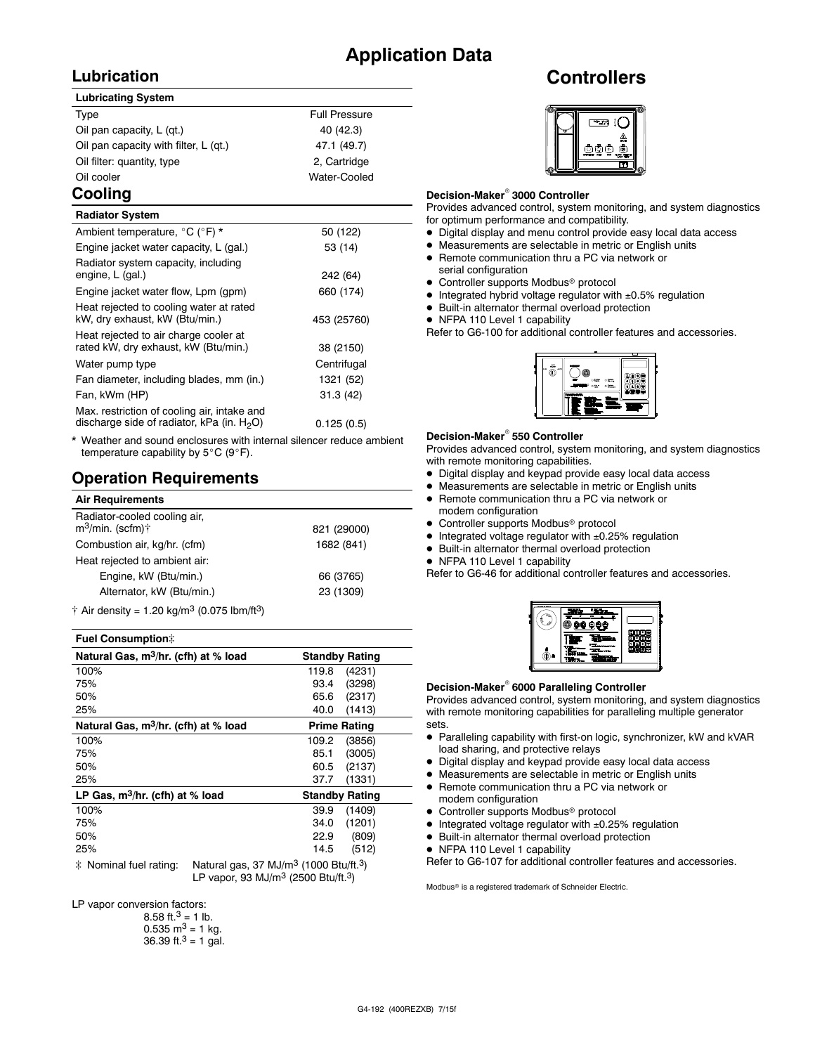# Application Data

## Lubrication

| Lubricating System | |
|---|---|
| Type | Full Pressure |
| Oil pan capacity, L (qt.) | 40 (42.3) |
| Oil pan capacity with filter, L (qt.) | 47.1 (49.7) |
| Oil filter: quantity, type | 2, Cartridge |
| Oil cooler | Water-Cooled |

## Cooling

| Radiator System | |
|---|---|
| Ambient temperature, °C (°F) * | 50 (122) |
| Engine jacket water capacity, L (gal.) | 53 (14) |
| Radiator system capacity, including engine, L (gal.) | 242 (64) |
| Engine jacket water flow, Lpm (gpm) | 660 (174) |
| Heat rejected to cooling water at rated kW, dry exhaust, kW (Btu/min.) | 453 (25760) |
| Heat rejected to air charge cooler at rated kW, dry exhaust, kW (Btu/min.) | 38 (2150) |
| Water pump type | Centrifugal |
| Fan diameter, including blades, mm (in.) | 1321 (52) |
| Fan, kWm (HP) | 31.3 (42) |
| Max. restriction of cooling air, intake and discharge side of radiator, kPa (in. $H_2O$) | 0.125 (0.5) |

\* Weather and sound enclosures with internal silencer reduce ambient temperature capability by 5°C (9°F).

## Operation Requirements

| Air Requirements | |
|---|---|
| Radiator-cooled cooling air, $m^3$/min. (scfm)† | 821 (29000) |
| Combustion air, kg/hr. (cfm) | 1682 (841) |
| Heat rejected to ambient air: | |
| Engine, kW (Btu/min.) | 66 (3765) |
| Alternator, kW (Btu/min.) | 23 (1309) |

† Air density = 1.20 kg/$m^3$ (0.075 lbm/$ft^3$)

| Fuel Consumption‡ | |
|---|---|
| **Natural Gas, $m^3$/hr. (cfh) at % load** | **Standby Rating** |
| 100% | 119.8 (4231) |
| 75% | 93.4 (3298) |
| 50% | 65.6 (2317) |
| 25% | 40.0 (1413) |
| **Natural Gas, $m^3$/hr. (cfh) at % load** | **Prime Rating** |
| 100% | 109.2 (3856) |
| 75% | 85.1 (3005) |
| 50% | 60.5 (2137) |
| 25% | 37.7 (1331) |
| **LP Gas, $m^3$/hr. (cfh) at % load** | **Standby Rating** |
| 100% | 39.9 (1409) |
| 75% | 34.0 (1201) |
| 50% | 22.9 (809) |
| 25% | 14.5 (512) |

‡ Nominal fuel rating: Natural gas, 37 MJ/$m^3$ (1000 Btu/$ft.^3$)
LP vapor, 93 MJ/$m^3$ (2500 Btu/$ft.^3$)

LP vapor conversion factors:
8.58 $ft.^3$ = 1 lb.
0.535 $m^3$ = 1 kg.
36.39 $ft.^3$ = 1 gal.

# Controllers

**Decision-Maker® 3000 Controller**

Provides advanced control, system monitoring, and system diagnostics for optimum performance and compatibility.

- Digital display and menu control provide easy local data access
- Measurements are selectable in metric or English units
- Remote communication thru a PC via network or serial configuration
- Controller supports Modbus® protocol
- Integrated hybrid voltage regulator with ±0.5% regulation
- Built-in alternator thermal overload protection
- NFPA 110 Level 1 capability

Refer to G6-100 for additional controller features and accessories.

**Decision-Maker® 550 Controller**

Provides advanced control, system monitoring, and system diagnostics with remote monitoring capabilities.

- Digital display and keypad provide easy local data access
- Measurements are selectable in metric or English units
- Remote communication thru a PC via network or modem configuration
- Controller supports Modbus® protocol
- Integrated voltage regulator with ±0.25% regulation
- Built-in alternator thermal overload protection
- NFPA 110 Level 1 capability

Refer to G6-46 for additional controller features and accessories.

**Decision-Maker® 6000 Paralleling Controller**

Provides advanced control, system monitoring, and system diagnostics with remote monitoring capabilities for paralleling multiple generator sets.

- Paralleling capability with first-on logic, synchronizer, kW and kVAR load sharing, and protective relays
- Digital display and keypad provide easy local data access
- Measurements are selectable in metric or English units
- Remote communication thru a PC via network or modem configuration
- Controller supports Modbus® protocol
- Integrated voltage regulator with ±0.25% regulation
- Built-in alternator thermal overload protection
- NFPA 110 Level 1 capability

Refer to G6-107 for additional controller features and accessories.

Modbus® is a registered trademark of Schneider Electric.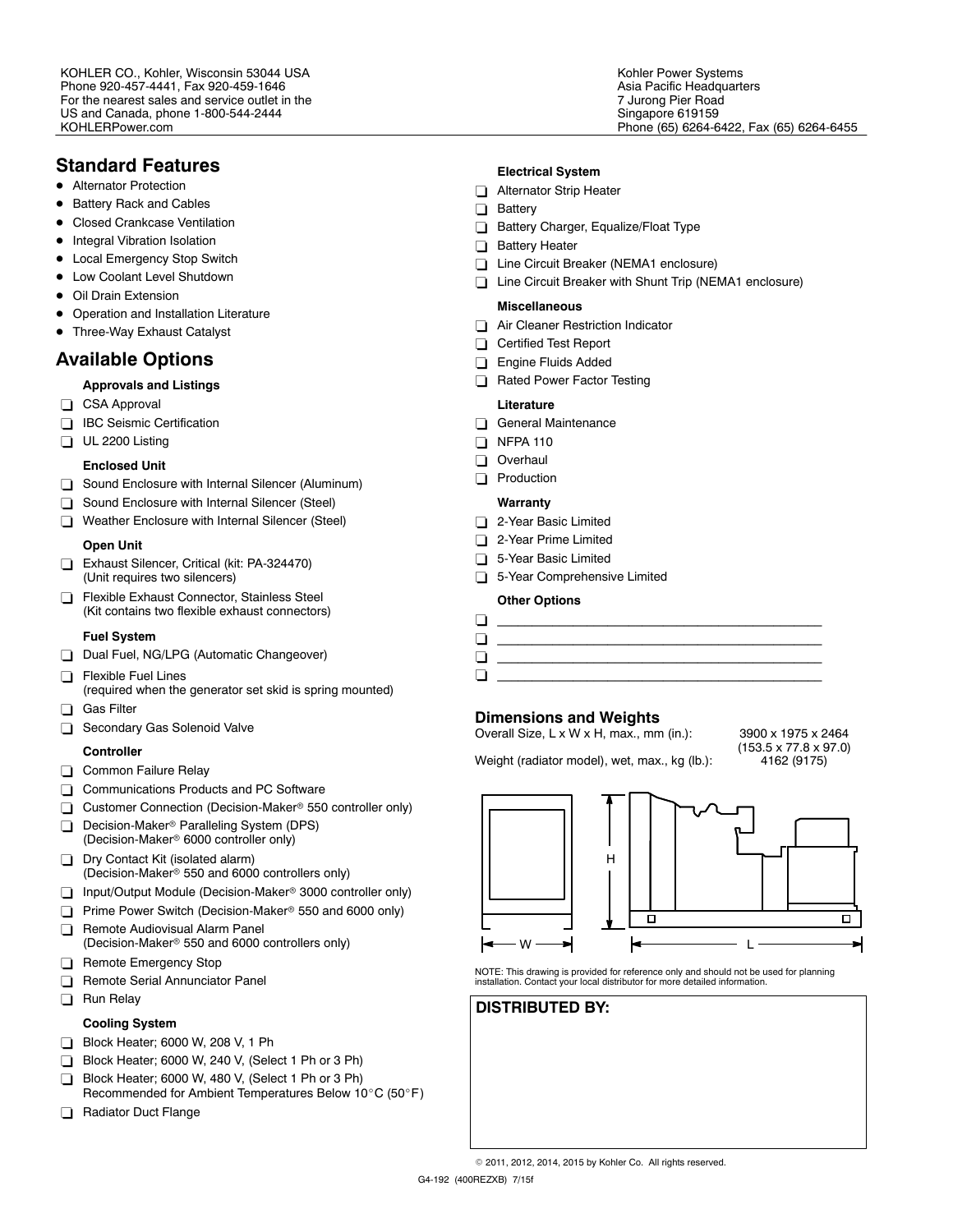KOHLER CO., Kohler, Wisconsin 53044 USA
Phone 920-457-4441, Fax 920-459-1646
For the nearest sales and service outlet in the US and Canada, phone 1-800-544-2444
KOHLERPower.com

Kohler Power Systems
Asia Pacific Headquarters
7 Jurong Pier Road
Singapore 619159
Phone (65) 6264-6422, Fax (65) 6264-6455

## Standard Features

- Alternator Protection
- Battery Rack and Cables
- Closed Crankcase Ventilation
- Integral Vibration Isolation
- Local Emergency Stop Switch
- Low Coolant Level Shutdown
- Oil Drain Extension
- Operation and Installation Literature
- Three-Way Exhaust Catalyst

## Available Options

**Approvals and Listings**

- ❑ CSA Approval
- ❑ IBC Seismic Certification
- ❑ UL 2200 Listing

**Enclosed Unit**

- ❑ Sound Enclosure with Internal Silencer (Aluminum)
- ❑ Sound Enclosure with Internal Silencer (Steel)
- ❑ Weather Enclosure with Internal Silencer (Steel)

**Open Unit**

- ❑ Exhaust Silencer, Critical (kit: PA-324470) (Unit requires two silencers)
- ❑ Flexible Exhaust Connector, Stainless Steel (Kit contains two flexible exhaust connectors)

**Fuel System**

- ❑ Dual Fuel, NG/LPG (Automatic Changeover)
- ❑ Flexible Fuel Lines (required when the generator set skid is spring mounted)
- ❑ Gas Filter
- ❑ Secondary Gas Solenoid Valve

**Controller**

- ❑ Common Failure Relay
- ❑ Communications Products and PC Software
- ❑ Customer Connection (Decision-Maker® 550 controller only)
- ❑ Decision-Maker® Paralleling System (DPS) (Decision-Maker® 6000 controller only)
- ❑ Dry Contact Kit (isolated alarm) (Decision-Maker® 550 and 6000 controllers only)
- ❑ Input/Output Module (Decision-Maker® 3000 controller only)
- ❑ Prime Power Switch (Decision-Maker® 550 and 6000 only)
- ❑ Remote Audiovisual Alarm Panel (Decision-Maker® 550 and 6000 controllers only)
- ❑ Remote Emergency Stop
- ❑ Remote Serial Annunciator Panel
- ❑ Run Relay

**Cooling System**

- ❑ Block Heater; 6000 W, 208 V, 1 Ph
- ❑ Block Heater; 6000 W, 240 V, (Select 1 Ph or 3 Ph)
- ❑ Block Heater; 6000 W, 480 V, (Select 1 Ph or 3 Ph) Recommended for Ambient Temperatures Below 10°C (50°F)
- ❑ Radiator Duct Flange

**Electrical System**

- ❑ Alternator Strip Heater
- ❑ Battery
- ❑ Battery Charger, Equalize/Float Type
- ❑ Battery Heater
- ❑ Line Circuit Breaker (NEMA1 enclosure)
- ❑ Line Circuit Breaker with Shunt Trip (NEMA1 enclosure)

**Miscellaneous**

- ❑ Air Cleaner Restriction Indicator
- ❑ Certified Test Report
- ❑ Engine Fluids Added
- ❑ Rated Power Factor Testing

**Literature**

- ❑ General Maintenance
- ❑ NFPA 110
- ❑ Overhaul
- ❑ Production

**Warranty**

- ❑ 2-Year Basic Limited
- ❑ 2-Year Prime Limited
- ❑ 5-Year Basic Limited
- ❑ 5-Year Comprehensive Limited

**Other Options**

- ❑ ____________________________________________
- ❑ ____________________________________________
- ❑ ____________________________________________
- ❑ ____________________________________________

## Dimensions and Weights

| | |
|---|---|
| Overall Size, L x W x H, max., mm (in.): | 3900 x 1975 x 2464 (153.5 x 77.8 x 97.0) |
| Weight (radiator model), wet, max., kg (lb.): | 4162 (9175) |

H
W
L

NOTE: This drawing is provided for reference only and should not be used for planning installation. Contact your local distributor for more detailed information.

**DISTRIBUTED BY:**

© 2011, 2012, 2014, 2015 by Kohler Co. All rights reserved.

G4-192 (400REZXB) 7/15f